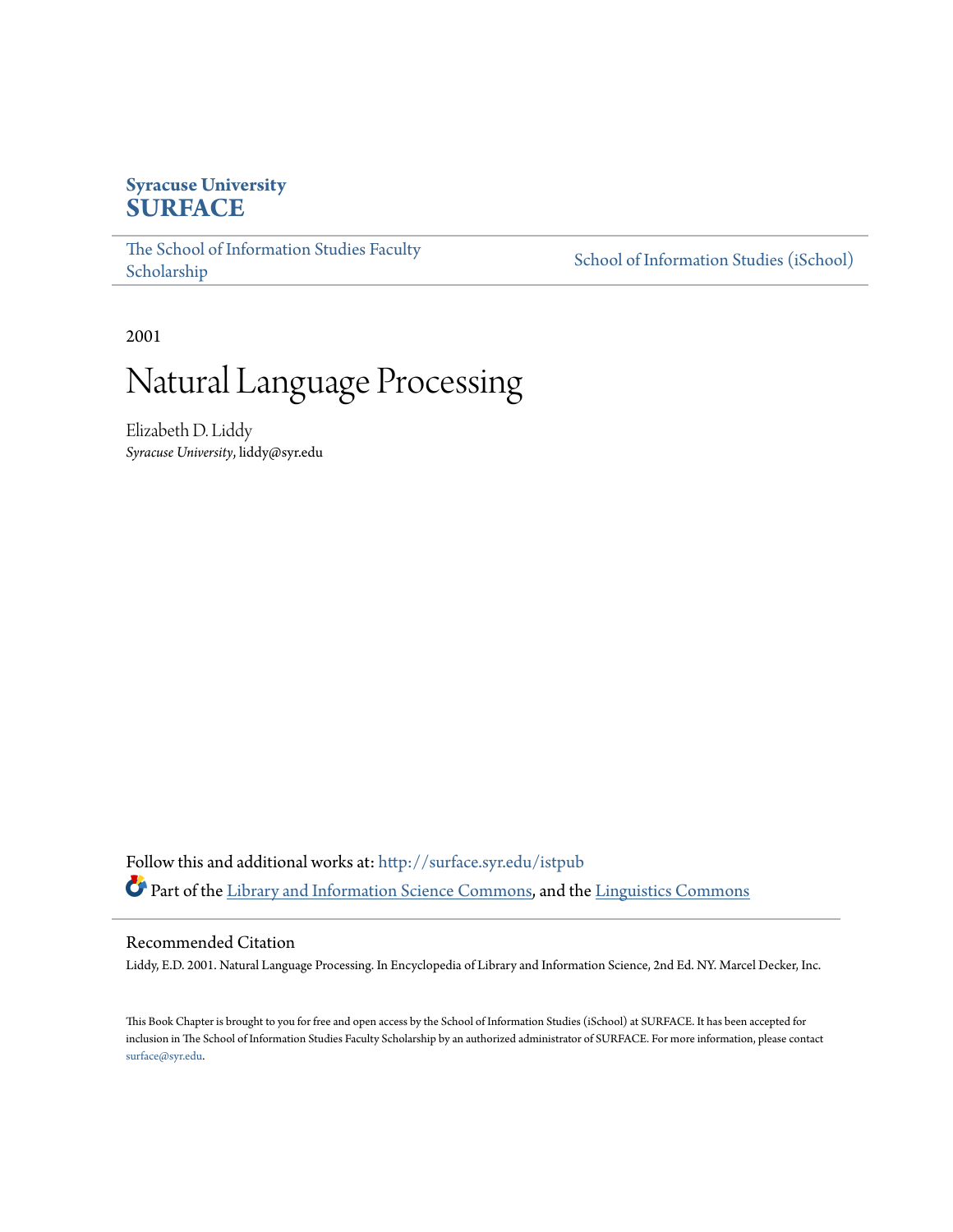**Syracuse University**
**SURFACE**

The School of Information Studies Faculty Scholarship

School of Information Studies (iSchool)

2001

# Natural Language Processing

Elizabeth D. Liddy
*Syracuse University*, liddy@syr.edu

Follow this and additional works at: http://surface.syr.edu/istpub

Part of the Library and Information Science Commons, and the Linguistics Commons

## Recommended Citation

Liddy, E.D. 2001. Natural Language Processing. In Encyclopedia of Library and Information Science, 2nd Ed. NY. Marcel Decker, Inc.

This Book Chapter is brought to you for free and open access by the School of Information Studies (iSchool) at SURFACE. It has been accepted for inclusion in The School of Information Studies Faculty Scholarship by an authorized administrator of SURFACE. For more information, please contact surface@syr.edu.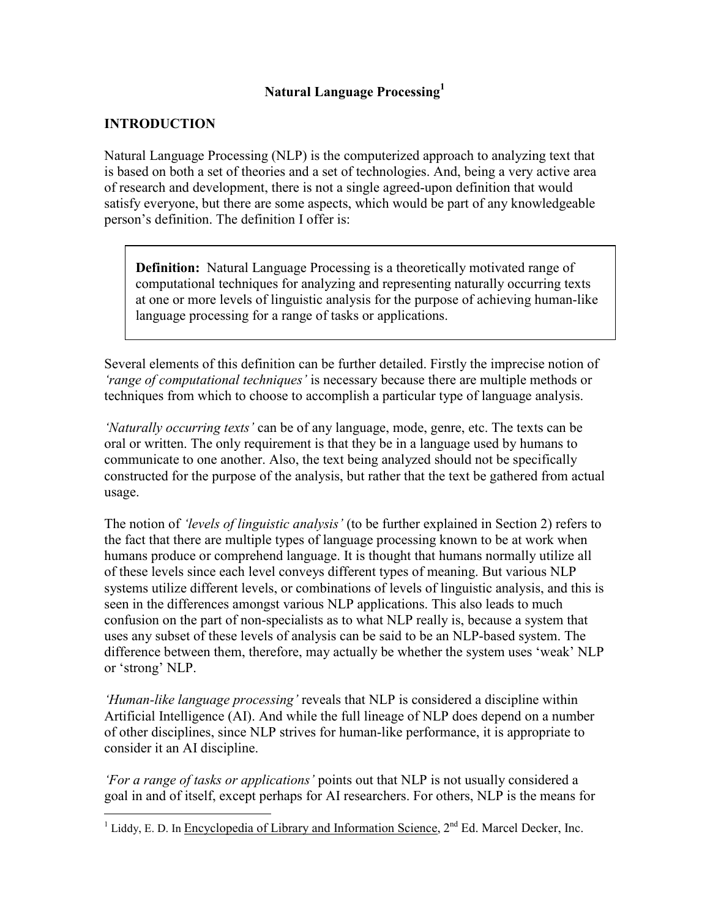# Natural Language Processing[1]

## INTRODUCTION

Natural Language Processing (NLP) is the computerized approach to analyzing text that is based on both a set of theories and a set of technologies. And, being a very active area of research and development, there is not a single agreed-upon definition that would satisfy everyone, but there are some aspects, which would be part of any knowledgeable person's definition. The definition I offer is:

> **Definition:** Natural Language Processing is a theoretically motivated range of computational techniques for analyzing and representing naturally occurring texts at one or more levels of linguistic analysis for the purpose of achieving human-like language processing for a range of tasks or applications.

Several elements of this definition can be further detailed. Firstly the imprecise notion of *'range of computational techniques'* is necessary because there are multiple methods or techniques from which to choose to accomplish a particular type of language analysis.

*'Naturally occurring texts'* can be of any language, mode, genre, etc. The texts can be oral or written. The only requirement is that they be in a language used by humans to communicate to one another. Also, the text being analyzed should not be specifically constructed for the purpose of the analysis, but rather that the text be gathered from actual usage.

The notion of *'levels of linguistic analysis'* (to be further explained in Section 2) refers to the fact that there are multiple types of language processing known to be at work when humans produce or comprehend language. It is thought that humans normally utilize all of these levels since each level conveys different types of meaning. But various NLP systems utilize different levels, or combinations of levels of linguistic analysis, and this is seen in the differences amongst various NLP applications. This also leads to much confusion on the part of non-specialists as to what NLP really is, because a system that uses any subset of these levels of analysis can be said to be an NLP-based system. The difference between them, therefore, may actually be whether the system uses 'weak' NLP or 'strong' NLP.

*'Human-like language processing'* reveals that NLP is considered a discipline within Artificial Intelligence (AI). And while the full lineage of NLP does depend on a number of other disciplines, since NLP strives for human-like performance, it is appropriate to consider it an AI discipline.

*'For a range of tasks or applications'* points out that NLP is not usually considered a goal in and of itself, except perhaps for AI researchers. For others, NLP is the means for

---

[1] Liddy, E. D. In Encyclopedia of Library and Information Science, 2nd Ed. Marcel Decker, Inc.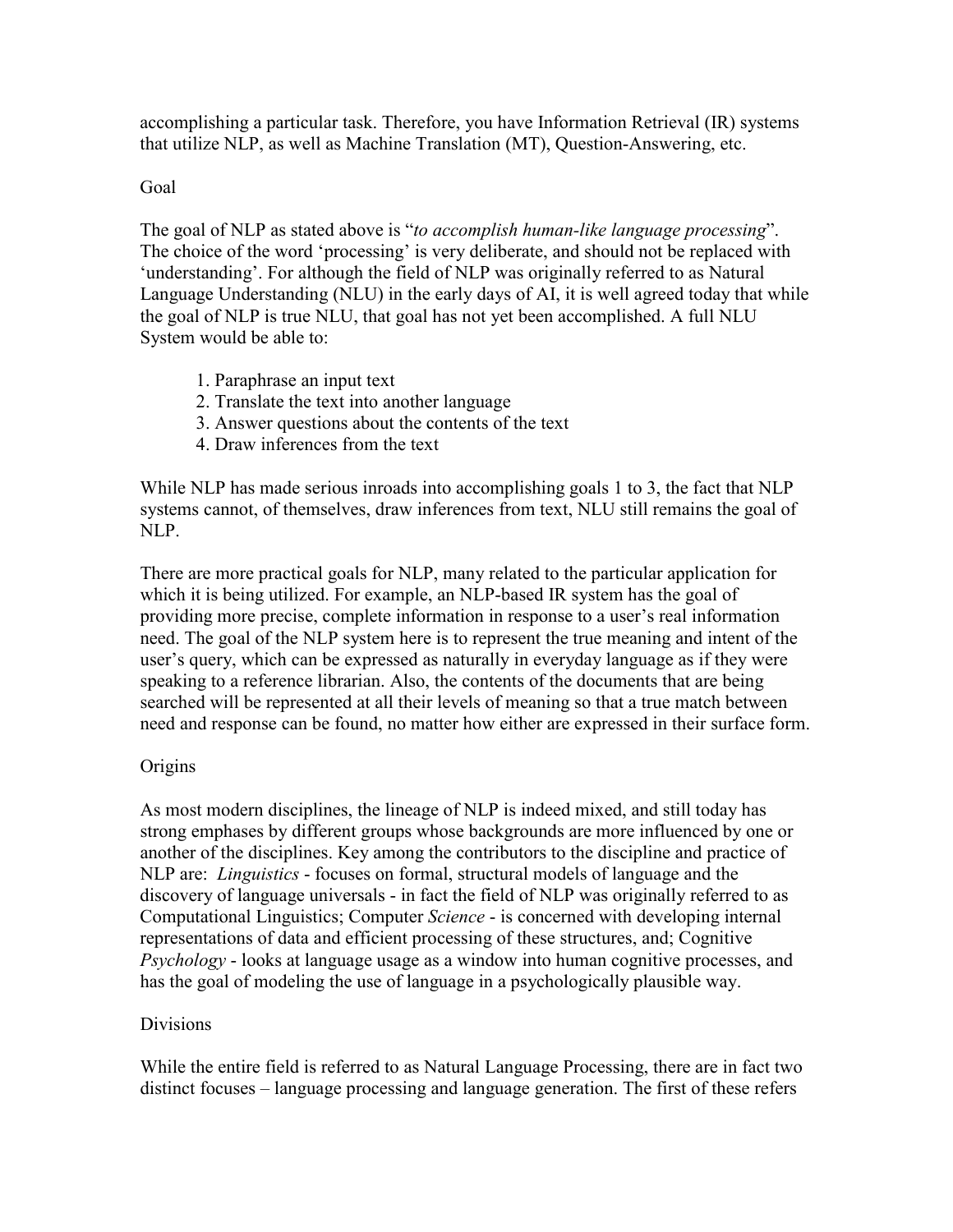accomplishing a particular task. Therefore, you have Information Retrieval (IR) systems that utilize NLP, as well as Machine Translation (MT), Question-Answering, etc.

## Goal

The goal of NLP as stated above is "*to accomplish human-like language processing*". The choice of the word 'processing' is very deliberate, and should not be replaced with 'understanding'. For although the field of NLP was originally referred to as Natural Language Understanding (NLU) in the early days of AI, it is well agreed today that while the goal of NLP is true NLU, that goal has not yet been accomplished. A full NLU System would be able to:

1. Paraphrase an input text
2. Translate the text into another language
3. Answer questions about the contents of the text
4. Draw inferences from the text

While NLP has made serious inroads into accomplishing goals 1 to 3, the fact that NLP systems cannot, of themselves, draw inferences from text, NLU still remains the goal of NLP.

There are more practical goals for NLP, many related to the particular application for which it is being utilized. For example, an NLP-based IR system has the goal of providing more precise, complete information in response to a user's real information need. The goal of the NLP system here is to represent the true meaning and intent of the user's query, which can be expressed as naturally in everyday language as if they were speaking to a reference librarian. Also, the contents of the documents that are being searched will be represented at all their levels of meaning so that a true match between need and response can be found, no matter how either are expressed in their surface form.

## Origins

As most modern disciplines, the lineage of NLP is indeed mixed, and still today has strong emphases by different groups whose backgrounds are more influenced by one or another of the disciplines. Key among the contributors to the discipline and practice of NLP are: *Linguistics* - focuses on formal, structural models of language and the discovery of language universals - in fact the field of NLP was originally referred to as Computational Linguistics; Computer *Science* - is concerned with developing internal representations of data and efficient processing of these structures, and; Cognitive *Psychology* - looks at language usage as a window into human cognitive processes, and has the goal of modeling the use of language in a psychologically plausible way.

## Divisions

While the entire field is referred to as Natural Language Processing, there are in fact two distinct focuses – language processing and language generation. The first of these refers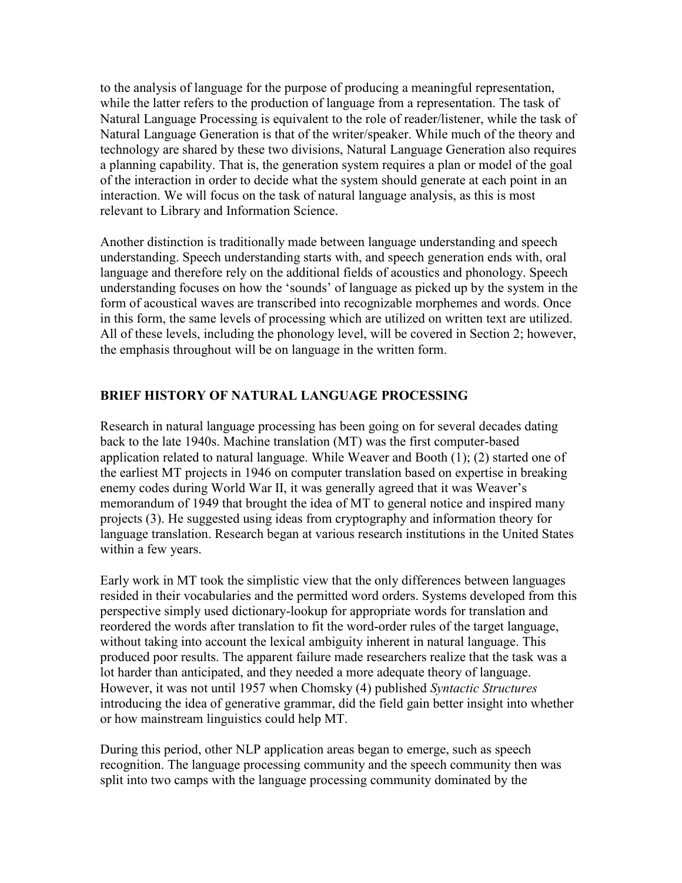to the analysis of language for the purpose of producing a meaningful representation, while the latter refers to the production of language from a representation. The task of Natural Language Processing is equivalent to the role of reader/listener, while the task of Natural Language Generation is that of the writer/speaker. While much of the theory and technology are shared by these two divisions, Natural Language Generation also requires a planning capability. That is, the generation system requires a plan or model of the goal of the interaction in order to decide what the system should generate at each point in an interaction. We will focus on the task of natural language analysis, as this is most relevant to Library and Information Science.

Another distinction is traditionally made between language understanding and speech understanding. Speech understanding starts with, and speech generation ends with, oral language and therefore rely on the additional fields of acoustics and phonology. Speech understanding focuses on how the 'sounds' of language as picked up by the system in the form of acoustical waves are transcribed into recognizable morphemes and words. Once in this form, the same levels of processing which are utilized on written text are utilized. All of these levels, including the phonology level, will be covered in Section 2; however, the emphasis throughout will be on language in the written form.

## BRIEF HISTORY OF NATURAL LANGUAGE PROCESSING

Research in natural language processing has been going on for several decades dating back to the late 1940s. Machine translation (MT) was the first computer-based application related to natural language. While Weaver and Booth (1); (2) started one of the earliest MT projects in 1946 on computer translation based on expertise in breaking enemy codes during World War II, it was generally agreed that it was Weaver's memorandum of 1949 that brought the idea of MT to general notice and inspired many projects (3). He suggested using ideas from cryptography and information theory for language translation. Research began at various research institutions in the United States within a few years.

Early work in MT took the simplistic view that the only differences between languages resided in their vocabularies and the permitted word orders. Systems developed from this perspective simply used dictionary-lookup for appropriate words for translation and reordered the words after translation to fit the word-order rules of the target language, without taking into account the lexical ambiguity inherent in natural language. This produced poor results. The apparent failure made researchers realize that the task was a lot harder than anticipated, and they needed a more adequate theory of language. However, it was not until 1957 when Chomsky (4) published *Syntactic Structures* introducing the idea of generative grammar, did the field gain better insight into whether or how mainstream linguistics could help MT.

During this period, other NLP application areas began to emerge, such as speech recognition. The language processing community and the speech community then was split into two camps with the language processing community dominated by the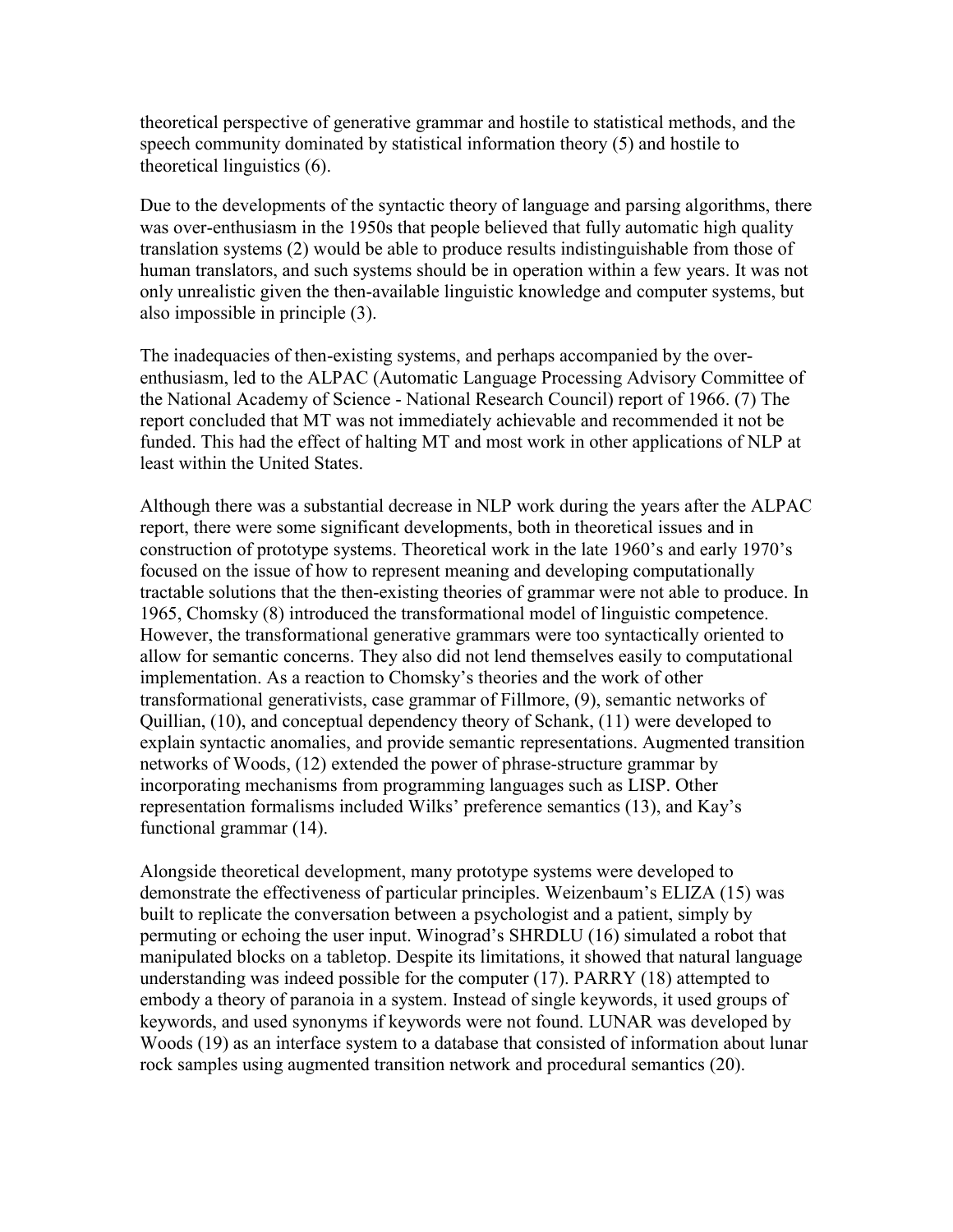theoretical perspective of generative grammar and hostile to statistical methods, and the speech community dominated by statistical information theory (5) and hostile to theoretical linguistics (6).

Due to the developments of the syntactic theory of language and parsing algorithms, there was over-enthusiasm in the 1950s that people believed that fully automatic high quality translation systems (2) would be able to produce results indistinguishable from those of human translators, and such systems should be in operation within a few years. It was not only unrealistic given the then-available linguistic knowledge and computer systems, but also impossible in principle (3).

The inadequacies of then-existing systems, and perhaps accompanied by the over-enthusiasm, led to the ALPAC (Automatic Language Processing Advisory Committee of the National Academy of Science - National Research Council) report of 1966. (7) The report concluded that MT was not immediately achievable and recommended it not be funded. This had the effect of halting MT and most work in other applications of NLP at least within the United States.

Although there was a substantial decrease in NLP work during the years after the ALPAC report, there were some significant developments, both in theoretical issues and in construction of prototype systems. Theoretical work in the late 1960's and early 1970's focused on the issue of how to represent meaning and developing computationally tractable solutions that the then-existing theories of grammar were not able to produce. In 1965, Chomsky (8) introduced the transformational model of linguistic competence. However, the transformational generative grammars were too syntactically oriented to allow for semantic concerns. They also did not lend themselves easily to computational implementation. As a reaction to Chomsky's theories and the work of other transformational generativists, case grammar of Fillmore, (9), semantic networks of Quillian, (10), and conceptual dependency theory of Schank, (11) were developed to explain syntactic anomalies, and provide semantic representations. Augmented transition networks of Woods, (12) extended the power of phrase-structure grammar by incorporating mechanisms from programming languages such as LISP. Other representation formalisms included Wilks' preference semantics (13), and Kay's functional grammar (14).

Alongside theoretical development, many prototype systems were developed to demonstrate the effectiveness of particular principles. Weizenbaum's ELIZA (15) was built to replicate the conversation between a psychologist and a patient, simply by permuting or echoing the user input. Winograd's SHRDLU (16) simulated a robot that manipulated blocks on a tabletop. Despite its limitations, it showed that natural language understanding was indeed possible for the computer (17). PARRY (18) attempted to embody a theory of paranoia in a system. Instead of single keywords, it used groups of keywords, and used synonyms if keywords were not found. LUNAR was developed by Woods (19) as an interface system to a database that consisted of information about lunar rock samples using augmented transition network and procedural semantics (20).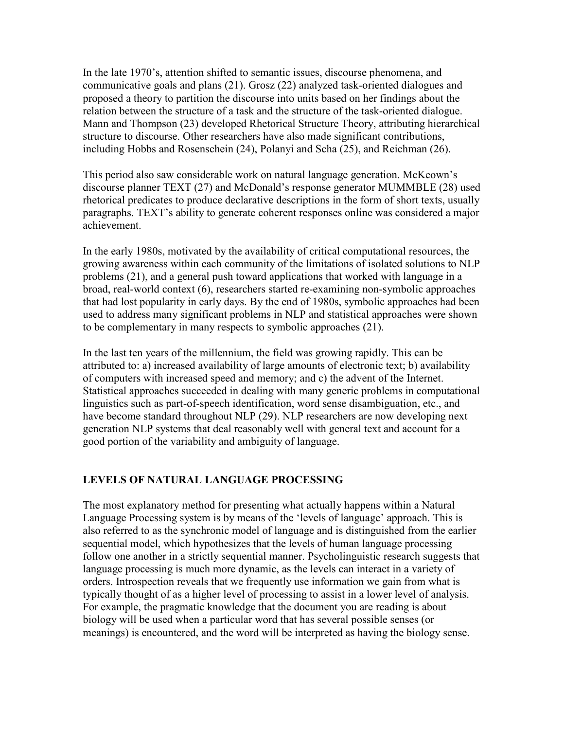In the late 1970's, attention shifted to semantic issues, discourse phenomena, and communicative goals and plans (21). Grosz (22) analyzed task-oriented dialogues and proposed a theory to partition the discourse into units based on her findings about the relation between the structure of a task and the structure of the task-oriented dialogue. Mann and Thompson (23) developed Rhetorical Structure Theory, attributing hierarchical structure to discourse. Other researchers have also made significant contributions, including Hobbs and Rosenschein (24), Polanyi and Scha (25), and Reichman (26).

This period also saw considerable work on natural language generation. McKeown's discourse planner TEXT (27) and McDonald's response generator MUMMBLE (28) used rhetorical predicates to produce declarative descriptions in the form of short texts, usually paragraphs. TEXT's ability to generate coherent responses online was considered a major achievement.

In the early 1980s, motivated by the availability of critical computational resources, the growing awareness within each community of the limitations of isolated solutions to NLP problems (21), and a general push toward applications that worked with language in a broad, real-world context (6), researchers started re-examining non-symbolic approaches that had lost popularity in early days. By the end of 1980s, symbolic approaches had been used to address many significant problems in NLP and statistical approaches were shown to be complementary in many respects to symbolic approaches (21).

In the last ten years of the millennium, the field was growing rapidly. This can be attributed to: a) increased availability of large amounts of electronic text; b) availability of computers with increased speed and memory; and c) the advent of the Internet. Statistical approaches succeeded in dealing with many generic problems in computational linguistics such as part-of-speech identification, word sense disambiguation, etc., and have become standard throughout NLP (29). NLP researchers are now developing next generation NLP systems that deal reasonably well with general text and account for a good portion of the variability and ambiguity of language.

## LEVELS OF NATURAL LANGUAGE PROCESSING

The most explanatory method for presenting what actually happens within a Natural Language Processing system is by means of the 'levels of language' approach. This is also referred to as the synchronic model of language and is distinguished from the earlier sequential model, which hypothesizes that the levels of human language processing follow one another in a strictly sequential manner. Psycholinguistic research suggests that language processing is much more dynamic, as the levels can interact in a variety of orders. Introspection reveals that we frequently use information we gain from what is typically thought of as a higher level of processing to assist in a lower level of analysis. For example, the pragmatic knowledge that the document you are reading is about biology will be used when a particular word that has several possible senses (or meanings) is encountered, and the word will be interpreted as having the biology sense.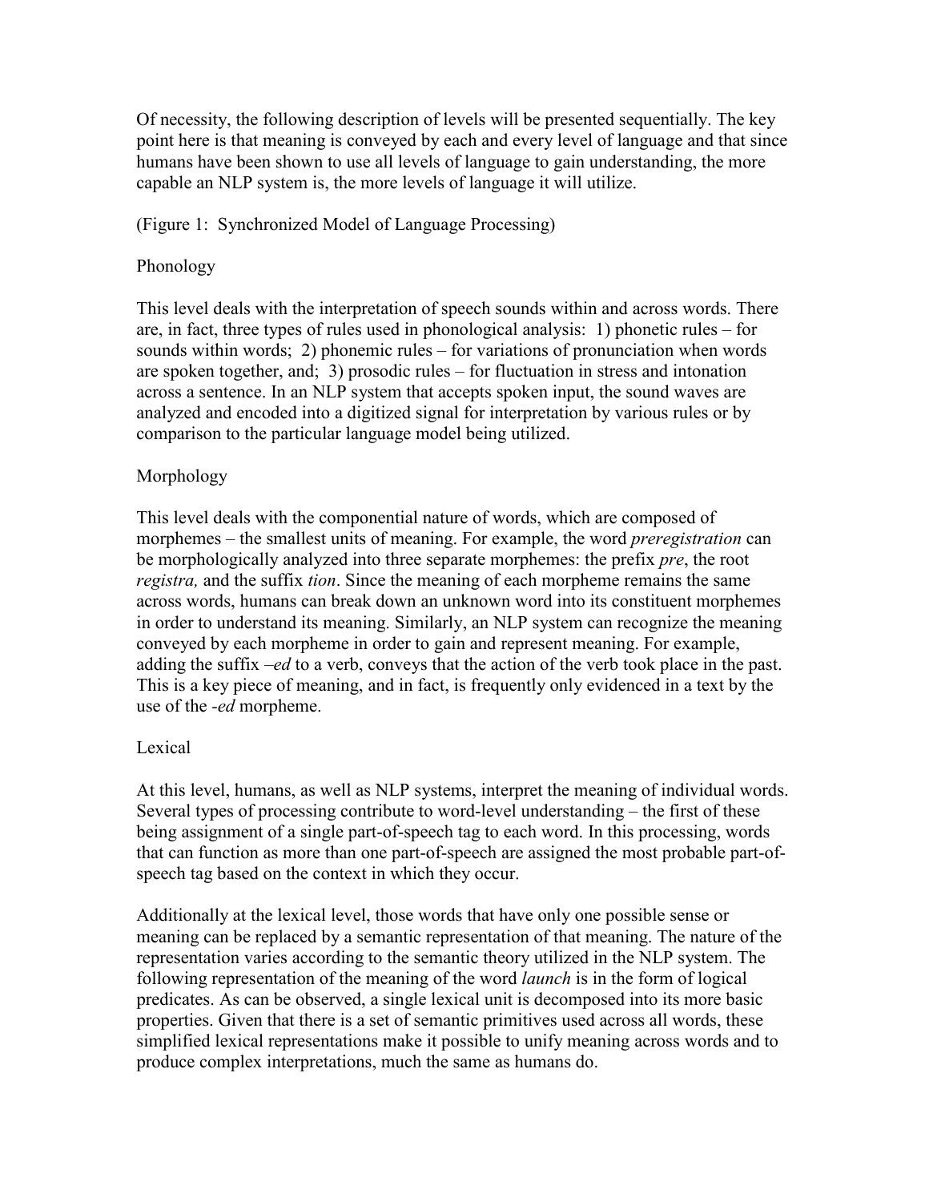Of necessity, the following description of levels will be presented sequentially. The key point here is that meaning is conveyed by each and every level of language and that since humans have been shown to use all levels of language to gain understanding, the more capable an NLP system is, the more levels of language it will utilize.

(Figure 1: Synchronized Model of Language Processing)

## Phonology

This level deals with the interpretation of speech sounds within and across words. There are, in fact, three types of rules used in phonological analysis: 1) phonetic rules – for sounds within words; 2) phonemic rules – for variations of pronunciation when words are spoken together, and; 3) prosodic rules – for fluctuation in stress and intonation across a sentence. In an NLP system that accepts spoken input, the sound waves are analyzed and encoded into a digitized signal for interpretation by various rules or by comparison to the particular language model being utilized.

## Morphology

This level deals with the componential nature of words, which are composed of morphemes – the smallest units of meaning. For example, the word *preregistration* can be morphologically analyzed into three separate morphemes: the prefix *pre*, the root *registra,* and the suffix *tion*. Since the meaning of each morpheme remains the same across words, humans can break down an unknown word into its constituent morphemes in order to understand its meaning. Similarly, an NLP system can recognize the meaning conveyed by each morpheme in order to gain and represent meaning. For example, adding the suffix *–ed* to a verb, conveys that the action of the verb took place in the past. This is a key piece of meaning, and in fact, is frequently only evidenced in a text by the use of the *-ed* morpheme.

## Lexical

At this level, humans, as well as NLP systems, interpret the meaning of individual words. Several types of processing contribute to word-level understanding – the first of these being assignment of a single part-of-speech tag to each word. In this processing, words that can function as more than one part-of-speech are assigned the most probable part-of-speech tag based on the context in which they occur.

Additionally at the lexical level, those words that have only one possible sense or meaning can be replaced by a semantic representation of that meaning. The nature of the representation varies according to the semantic theory utilized in the NLP system. The following representation of the meaning of the word *launch* is in the form of logical predicates. As can be observed, a single lexical unit is decomposed into its more basic properties. Given that there is a set of semantic primitives used across all words, these simplified lexical representations make it possible to unify meaning across words and to produce complex interpretations, much the same as humans do.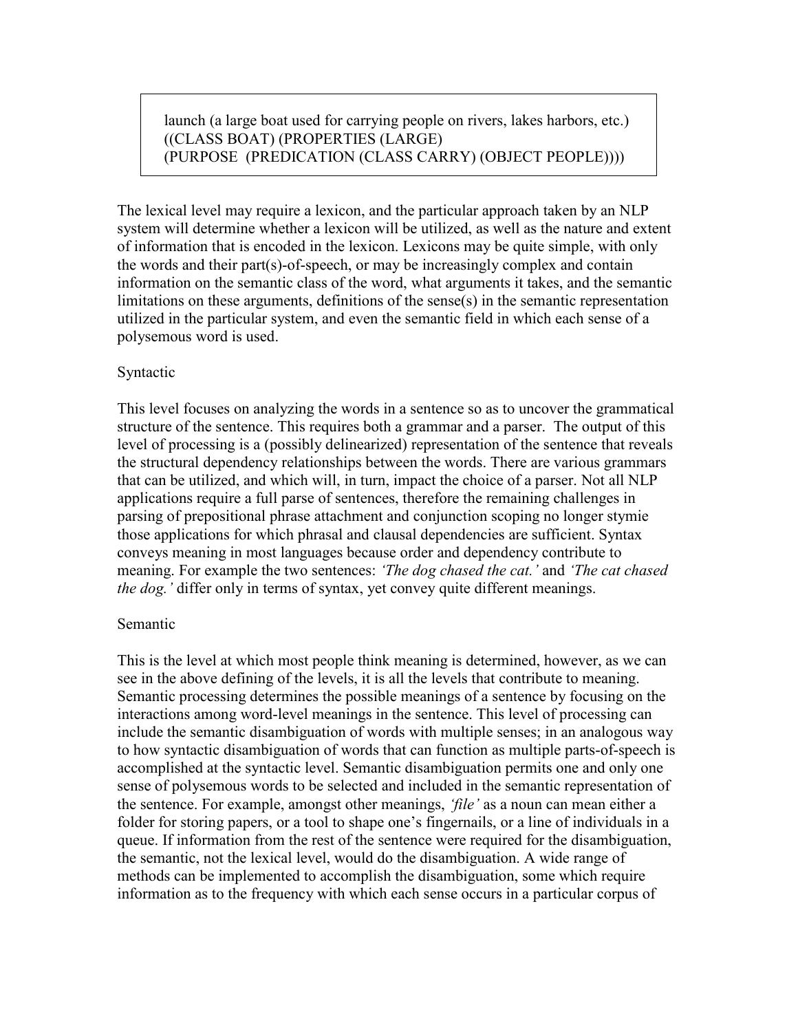```
launch (a large boat used for carrying people on rivers, lakes harbors, etc.)
((CLASS BOAT) (PROPERTIES (LARGE)
(PURPOSE  (PREDICATION (CLASS CARRY) (OBJECT PEOPLE))))
```

The lexical level may require a lexicon, and the particular approach taken by an NLP system will determine whether a lexicon will be utilized, as well as the nature and extent of information that is encoded in the lexicon. Lexicons may be quite simple, with only the words and their part(s)-of-speech, or may be increasingly complex and contain information on the semantic class of the word, what arguments it takes, and the semantic limitations on these arguments, definitions of the sense(s) in the semantic representation utilized in the particular system, and even the semantic field in which each sense of a polysemous word is used.

## Syntactic

This level focuses on analyzing the words in a sentence so as to uncover the grammatical structure of the sentence. This requires both a grammar and a parser. The output of this level of processing is a (possibly delinearized) representation of the sentence that reveals the structural dependency relationships between the words. There are various grammars that can be utilized, and which will, in turn, impact the choice of a parser. Not all NLP applications require a full parse of sentences, therefore the remaining challenges in parsing of prepositional phrase attachment and conjunction scoping no longer stymie those applications for which phrasal and clausal dependencies are sufficient. Syntax conveys meaning in most languages because order and dependency contribute to meaning. For example the two sentences: *'The dog chased the cat.'* and *'The cat chased the dog.'* differ only in terms of syntax, yet convey quite different meanings.

## Semantic

This is the level at which most people think meaning is determined, however, as we can see in the above defining of the levels, it is all the levels that contribute to meaning. Semantic processing determines the possible meanings of a sentence by focusing on the interactions among word-level meanings in the sentence. This level of processing can include the semantic disambiguation of words with multiple senses; in an analogous way to how syntactic disambiguation of words that can function as multiple parts-of-speech is accomplished at the syntactic level. Semantic disambiguation permits one and only one sense of polysemous words to be selected and included in the semantic representation of the sentence. For example, amongst other meanings, *'file'* as a noun can mean either a folder for storing papers, or a tool to shape one's fingernails, or a line of individuals in a queue. If information from the rest of the sentence were required for the disambiguation, the semantic, not the lexical level, would do the disambiguation. A wide range of methods can be implemented to accomplish the disambiguation, some which require information as to the frequency with which each sense occurs in a particular corpus of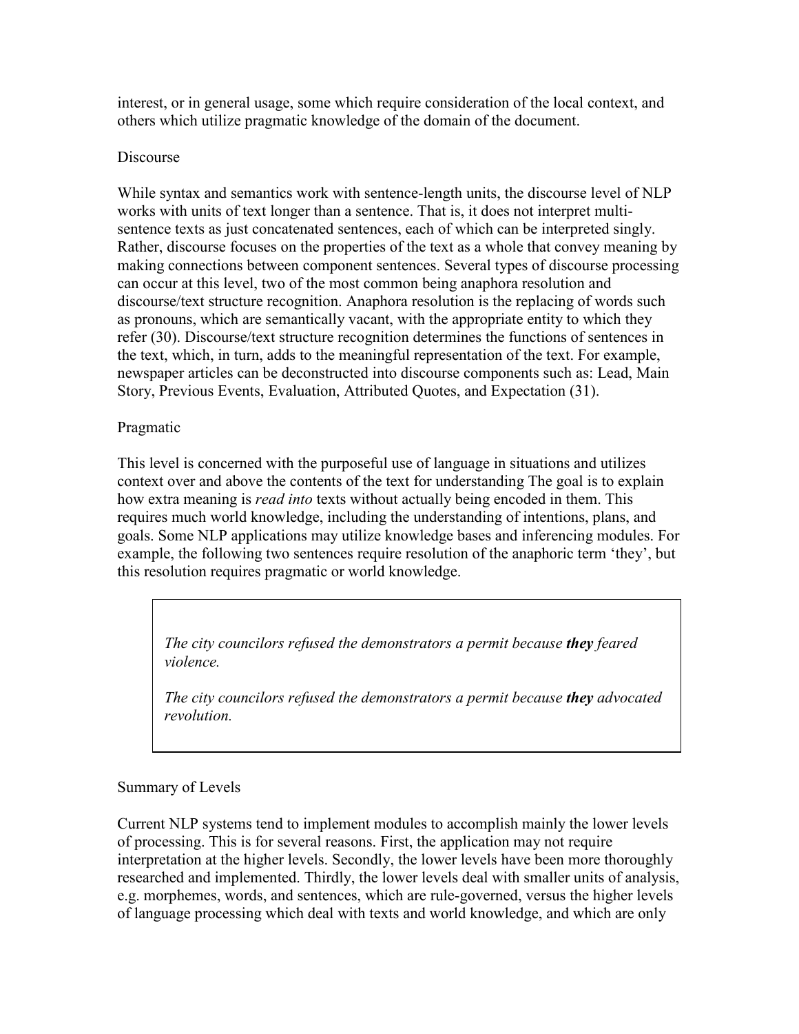interest, or in general usage, some which require consideration of the local context, and others which utilize pragmatic knowledge of the domain of the document.

## Discourse

While syntax and semantics work with sentence-length units, the discourse level of NLP works with units of text longer than a sentence. That is, it does not interpret multi-sentence texts as just concatenated sentences, each of which can be interpreted singly. Rather, discourse focuses on the properties of the text as a whole that convey meaning by making connections between component sentences. Several types of discourse processing can occur at this level, two of the most common being anaphora resolution and discourse/text structure recognition. Anaphora resolution is the replacing of words such as pronouns, which are semantically vacant, with the appropriate entity to which they refer (30). Discourse/text structure recognition determines the functions of sentences in the text, which, in turn, adds to the meaningful representation of the text. For example, newspaper articles can be deconstructed into discourse components such as: Lead, Main Story, Previous Events, Evaluation, Attributed Quotes, and Expectation (31).

## Pragmatic

This level is concerned with the purposeful use of language in situations and utilizes context over and above the contents of the text for understanding The goal is to explain how extra meaning is *read into* texts without actually being encoded in them. This requires much world knowledge, including the understanding of intentions, plans, and goals. Some NLP applications may utilize knowledge bases and inferencing modules. For example, the following two sentences require resolution of the anaphoric term 'they', but this resolution requires pragmatic or world knowledge.

> *The city councilors refused the demonstrators a permit because* ***they*** *feared violence.*
>
> *The city councilors refused the demonstrators a permit because* ***they*** *advocated revolution.*

## Summary of Levels

Current NLP systems tend to implement modules to accomplish mainly the lower levels of processing. This is for several reasons. First, the application may not require interpretation at the higher levels. Secondly, the lower levels have been more thoroughly researched and implemented. Thirdly, the lower levels deal with smaller units of analysis, e.g. morphemes, words, and sentences, which are rule-governed, versus the higher levels of language processing which deal with texts and world knowledge, and which are only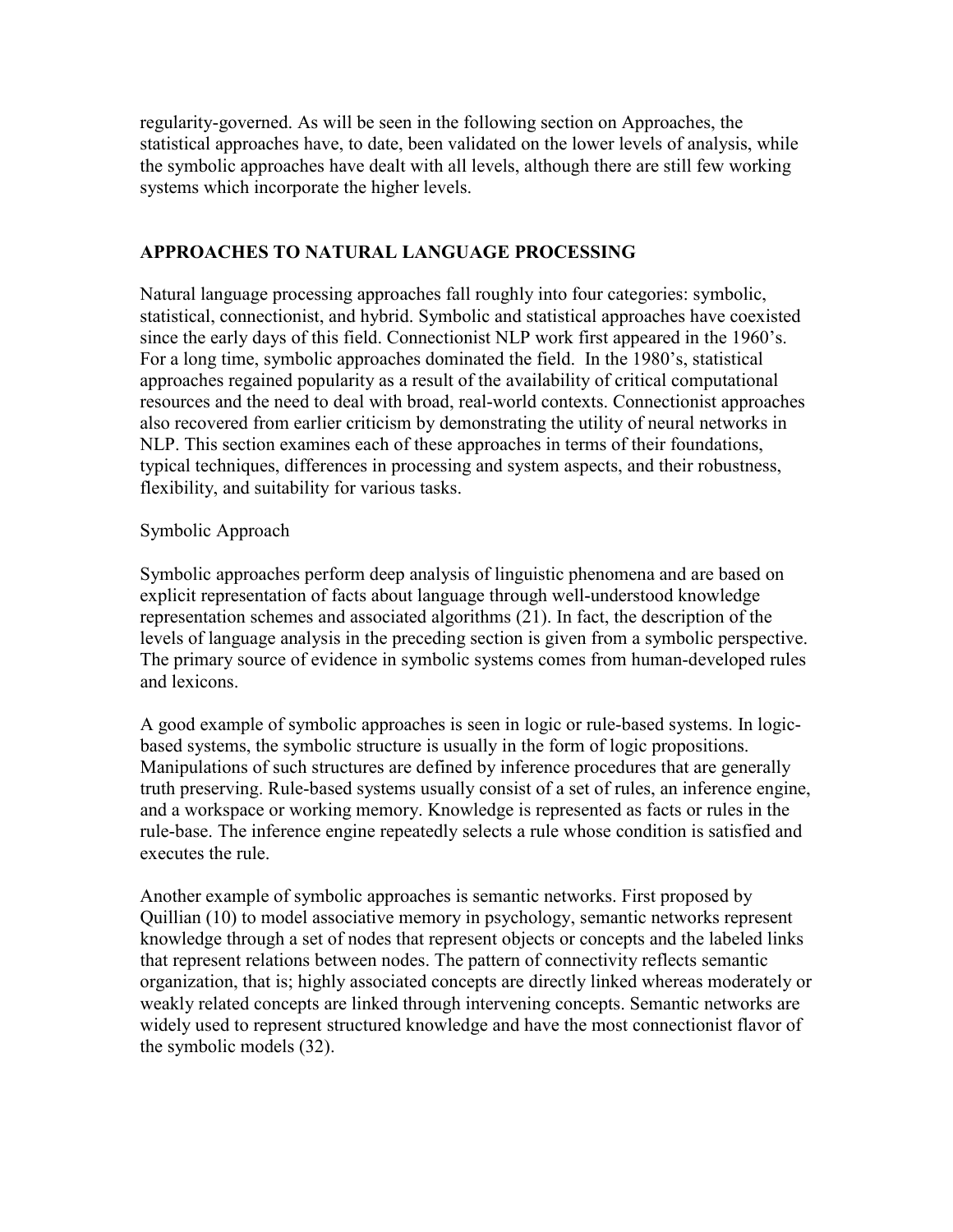regularity-governed. As will be seen in the following section on Approaches, the statistical approaches have, to date, been validated on the lower levels of analysis, while the symbolic approaches have dealt with all levels, although there are still few working systems which incorporate the higher levels.

## APPROACHES TO NATURAL LANGUAGE PROCESSING

Natural language processing approaches fall roughly into four categories: symbolic, statistical, connectionist, and hybrid. Symbolic and statistical approaches have coexisted since the early days of this field. Connectionist NLP work first appeared in the 1960's. For a long time, symbolic approaches dominated the field. In the 1980's, statistical approaches regained popularity as a result of the availability of critical computational resources and the need to deal with broad, real-world contexts. Connectionist approaches also recovered from earlier criticism by demonstrating the utility of neural networks in NLP. This section examines each of these approaches in terms of their foundations, typical techniques, differences in processing and system aspects, and their robustness, flexibility, and suitability for various tasks.

### Symbolic Approach

Symbolic approaches perform deep analysis of linguistic phenomena and are based on explicit representation of facts about language through well-understood knowledge representation schemes and associated algorithms (21). In fact, the description of the levels of language analysis in the preceding section is given from a symbolic perspective. The primary source of evidence in symbolic systems comes from human-developed rules and lexicons.

A good example of symbolic approaches is seen in logic or rule-based systems. In logic-based systems, the symbolic structure is usually in the form of logic propositions. Manipulations of such structures are defined by inference procedures that are generally truth preserving. Rule-based systems usually consist of a set of rules, an inference engine, and a workspace or working memory. Knowledge is represented as facts or rules in the rule-base. The inference engine repeatedly selects a rule whose condition is satisfied and executes the rule.

Another example of symbolic approaches is semantic networks. First proposed by Quillian (10) to model associative memory in psychology, semantic networks represent knowledge through a set of nodes that represent objects or concepts and the labeled links that represent relations between nodes. The pattern of connectivity reflects semantic organization, that is; highly associated concepts are directly linked whereas moderately or weakly related concepts are linked through intervening concepts. Semantic networks are widely used to represent structured knowledge and have the most connectionist flavor of the symbolic models (32).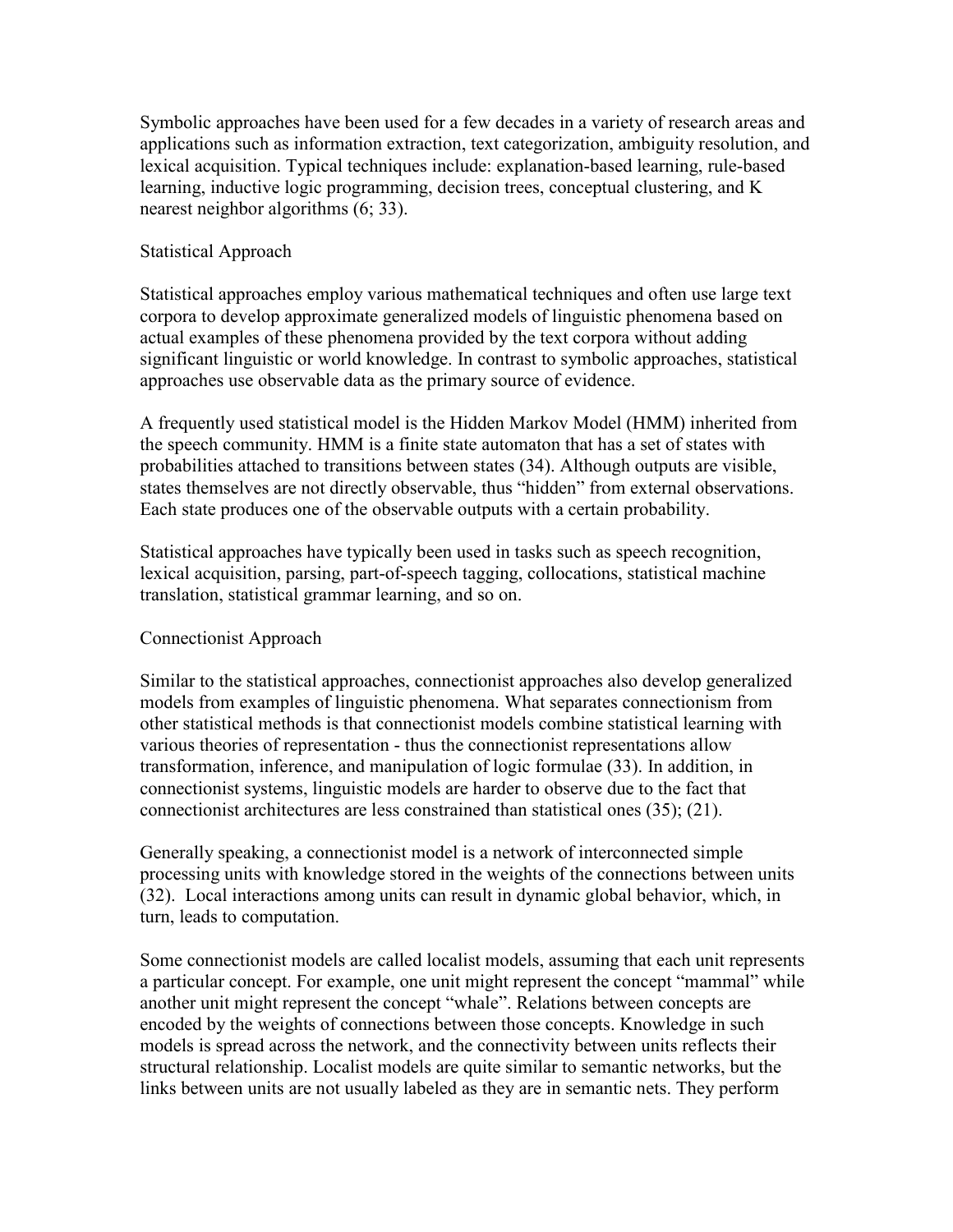Symbolic approaches have been used for a few decades in a variety of research areas and applications such as information extraction, text categorization, ambiguity resolution, and lexical acquisition. Typical techniques include: explanation-based learning, rule-based learning, inductive logic programming, decision trees, conceptual clustering, and K nearest neighbor algorithms (6; 33).

## Statistical Approach

Statistical approaches employ various mathematical techniques and often use large text corpora to develop approximate generalized models of linguistic phenomena based on actual examples of these phenomena provided by the text corpora without adding significant linguistic or world knowledge. In contrast to symbolic approaches, statistical approaches use observable data as the primary source of evidence.

A frequently used statistical model is the Hidden Markov Model (HMM) inherited from the speech community. HMM is a finite state automaton that has a set of states with probabilities attached to transitions between states (34). Although outputs are visible, states themselves are not directly observable, thus "hidden" from external observations. Each state produces one of the observable outputs with a certain probability.

Statistical approaches have typically been used in tasks such as speech recognition, lexical acquisition, parsing, part-of-speech tagging, collocations, statistical machine translation, statistical grammar learning, and so on.

## Connectionist Approach

Similar to the statistical approaches, connectionist approaches also develop generalized models from examples of linguistic phenomena. What separates connectionism from other statistical methods is that connectionist models combine statistical learning with various theories of representation - thus the connectionist representations allow transformation, inference, and manipulation of logic formulae (33). In addition, in connectionist systems, linguistic models are harder to observe due to the fact that connectionist architectures are less constrained than statistical ones (35); (21).

Generally speaking, a connectionist model is a network of interconnected simple processing units with knowledge stored in the weights of the connections between units (32). Local interactions among units can result in dynamic global behavior, which, in turn, leads to computation.

Some connectionist models are called localist models, assuming that each unit represents a particular concept. For example, one unit might represent the concept "mammal" while another unit might represent the concept "whale". Relations between concepts are encoded by the weights of connections between those concepts. Knowledge in such models is spread across the network, and the connectivity between units reflects their structural relationship. Localist models are quite similar to semantic networks, but the links between units are not usually labeled as they are in semantic nets. They perform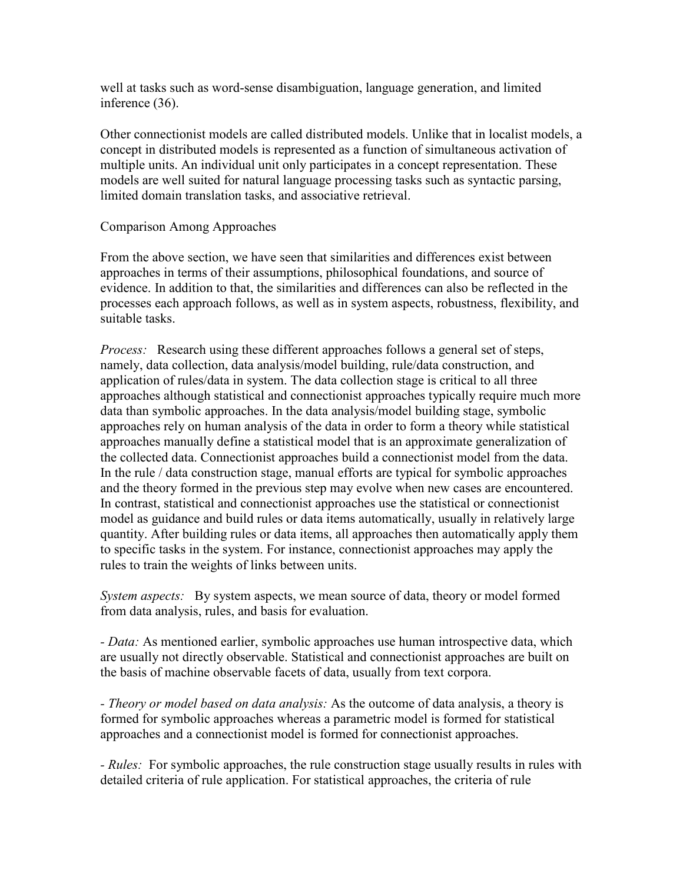well at tasks such as word-sense disambiguation, language generation, and limited inference (36).

Other connectionist models are called distributed models. Unlike that in localist models, a concept in distributed models is represented as a function of simultaneous activation of multiple units. An individual unit only participates in a concept representation. These models are well suited for natural language processing tasks such as syntactic parsing, limited domain translation tasks, and associative retrieval.

## Comparison Among Approaches

From the above section, we have seen that similarities and differences exist between approaches in terms of their assumptions, philosophical foundations, and source of evidence. In addition to that, the similarities and differences can also be reflected in the processes each approach follows, as well as in system aspects, robustness, flexibility, and suitable tasks.

*Process:* Research using these different approaches follows a general set of steps, namely, data collection, data analysis/model building, rule/data construction, and application of rules/data in system. The data collection stage is critical to all three approaches although statistical and connectionist approaches typically require much more data than symbolic approaches. In the data analysis/model building stage, symbolic approaches rely on human analysis of the data in order to form a theory while statistical approaches manually define a statistical model that is an approximate generalization of the collected data. Connectionist approaches build a connectionist model from the data. In the rule / data construction stage, manual efforts are typical for symbolic approaches and the theory formed in the previous step may evolve when new cases are encountered. In contrast, statistical and connectionist approaches use the statistical or connectionist model as guidance and build rules or data items automatically, usually in relatively large quantity. After building rules or data items, all approaches then automatically apply them to specific tasks in the system. For instance, connectionist approaches may apply the rules to train the weights of links between units.

*System aspects:* By system aspects, we mean source of data, theory or model formed from data analysis, rules, and basis for evaluation.

- *Data:* As mentioned earlier, symbolic approaches use human introspective data, which are usually not directly observable. Statistical and connectionist approaches are built on the basis of machine observable facets of data, usually from text corpora.

- *Theory or model based on data analysis:* As the outcome of data analysis, a theory is formed for symbolic approaches whereas a parametric model is formed for statistical approaches and a connectionist model is formed for connectionist approaches.

- *Rules:* For symbolic approaches, the rule construction stage usually results in rules with detailed criteria of rule application. For statistical approaches, the criteria of rule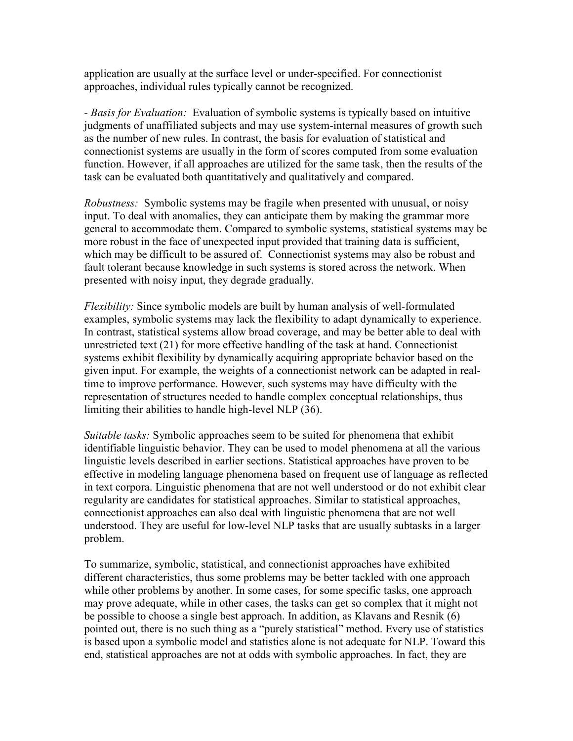application are usually at the surface level or under-specified. For connectionist approaches, individual rules typically cannot be recognized.

- *Basis for Evaluation:* Evaluation of symbolic systems is typically based on intuitive judgments of unaffiliated subjects and may use system-internal measures of growth such as the number of new rules. In contrast, the basis for evaluation of statistical and connectionist systems are usually in the form of scores computed from some evaluation function. However, if all approaches are utilized for the same task, then the results of the task can be evaluated both quantitatively and qualitatively and compared.

*Robustness:* Symbolic systems may be fragile when presented with unusual, or noisy input. To deal with anomalies, they can anticipate them by making the grammar more general to accommodate them. Compared to symbolic systems, statistical systems may be more robust in the face of unexpected input provided that training data is sufficient, which may be difficult to be assured of. Connectionist systems may also be robust and fault tolerant because knowledge in such systems is stored across the network. When presented with noisy input, they degrade gradually.

*Flexibility:* Since symbolic models are built by human analysis of well-formulated examples, symbolic systems may lack the flexibility to adapt dynamically to experience. In contrast, statistical systems allow broad coverage, and may be better able to deal with unrestricted text (21) for more effective handling of the task at hand. Connectionist systems exhibit flexibility by dynamically acquiring appropriate behavior based on the given input. For example, the weights of a connectionist network can be adapted in real-time to improve performance. However, such systems may have difficulty with the representation of structures needed to handle complex conceptual relationships, thus limiting their abilities to handle high-level NLP (36).

*Suitable tasks:* Symbolic approaches seem to be suited for phenomena that exhibit identifiable linguistic behavior. They can be used to model phenomena at all the various linguistic levels described in earlier sections. Statistical approaches have proven to be effective in modeling language phenomena based on frequent use of language as reflected in text corpora. Linguistic phenomena that are not well understood or do not exhibit clear regularity are candidates for statistical approaches. Similar to statistical approaches, connectionist approaches can also deal with linguistic phenomena that are not well understood. They are useful for low-level NLP tasks that are usually subtasks in a larger problem.

To summarize, symbolic, statistical, and connectionist approaches have exhibited different characteristics, thus some problems may be better tackled with one approach while other problems by another. In some cases, for some specific tasks, one approach may prove adequate, while in other cases, the tasks can get so complex that it might not be possible to choose a single best approach. In addition, as Klavans and Resnik (6) pointed out, there is no such thing as a "purely statistical" method. Every use of statistics is based upon a symbolic model and statistics alone is not adequate for NLP. Toward this end, statistical approaches are not at odds with symbolic approaches. In fact, they are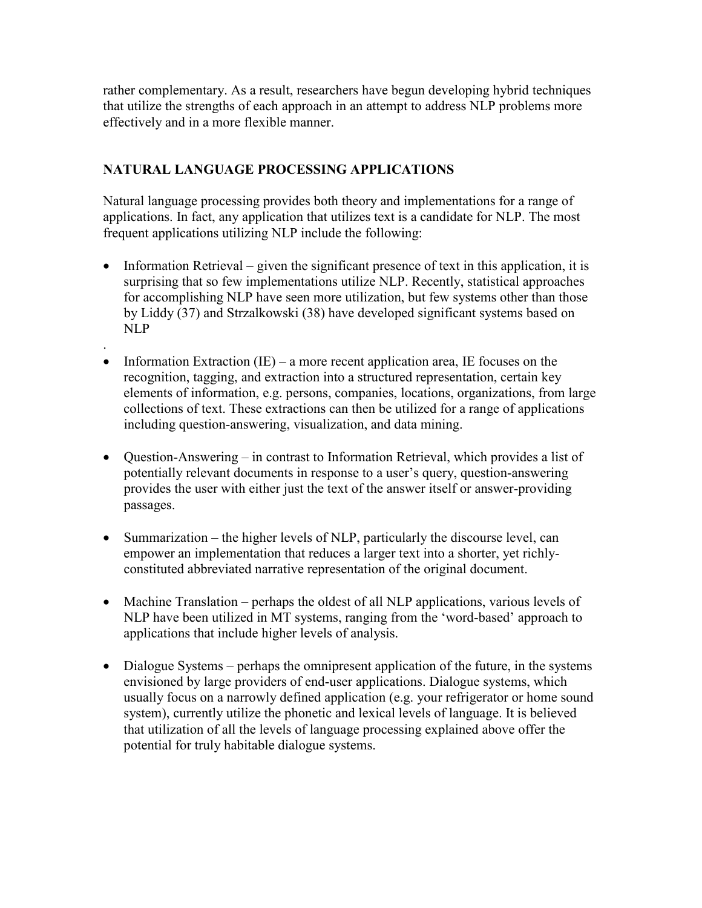rather complementary. As a result, researchers have begun developing hybrid techniques that utilize the strengths of each approach in an attempt to address NLP problems more effectively and in a more flexible manner.

## NATURAL LANGUAGE PROCESSING APPLICATIONS

Natural language processing provides both theory and implementations for a range of applications. In fact, any application that utilizes text is a candidate for NLP. The most frequent applications utilizing NLP include the following:

- Information Retrieval – given the significant presence of text in this application, it is surprising that so few implementations utilize NLP. Recently, statistical approaches for accomplishing NLP have seen more utilization, but few systems other than those by Liddy (37) and Strzalkowski (38) have developed significant systems based on NLP
.
- Information Extraction (IE) – a more recent application area, IE focuses on the recognition, tagging, and extraction into a structured representation, certain key elements of information, e.g. persons, companies, locations, organizations, from large collections of text. These extractions can then be utilized for a range of applications including question-answering, visualization, and data mining.

- Question-Answering – in contrast to Information Retrieval, which provides a list of potentially relevant documents in response to a user's query, question-answering provides the user with either just the text of the answer itself or answer-providing passages.

- Summarization – the higher levels of NLP, particularly the discourse level, can empower an implementation that reduces a larger text into a shorter, yet richly-constituted abbreviated narrative representation of the original document.

- Machine Translation – perhaps the oldest of all NLP applications, various levels of NLP have been utilized in MT systems, ranging from the 'word-based' approach to applications that include higher levels of analysis.

- Dialogue Systems – perhaps the omnipresent application of the future, in the systems envisioned by large providers of end-user applications. Dialogue systems, which usually focus on a narrowly defined application (e.g. your refrigerator or home sound system), currently utilize the phonetic and lexical levels of language. It is believed that utilization of all the levels of language processing explained above offer the potential for truly habitable dialogue systems.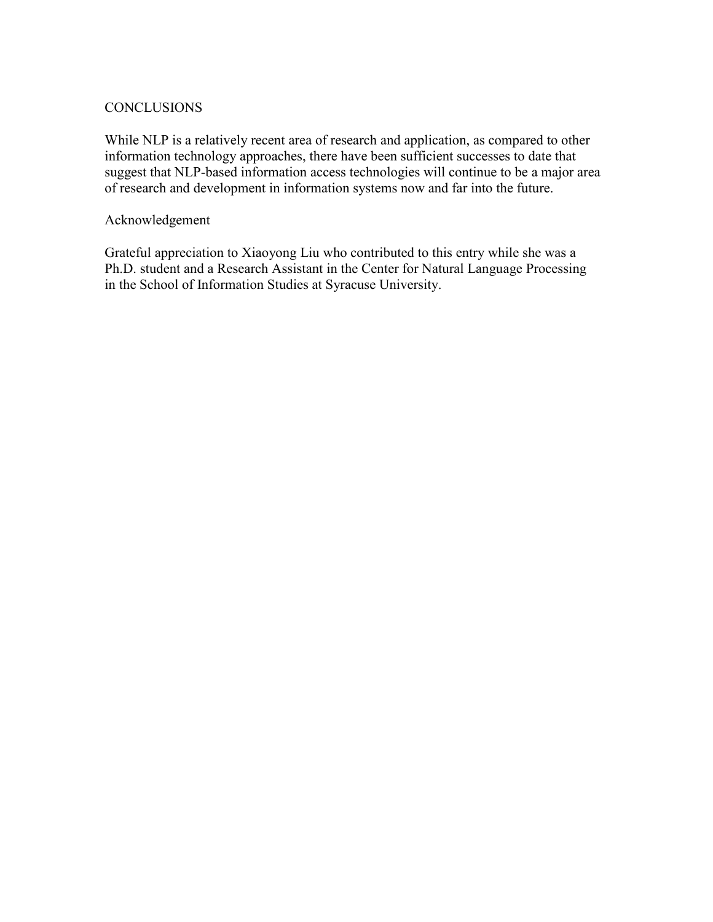## CONCLUSIONS

While NLP is a relatively recent area of research and application, as compared to other information technology approaches, there have been sufficient successes to date that suggest that NLP-based information access technologies will continue to be a major area of research and development in information systems now and far into the future.

### Acknowledgement

Grateful appreciation to Xiaoyong Liu who contributed to this entry while she was a Ph.D. student and a Research Assistant in the Center for Natural Language Processing in the School of Information Studies at Syracuse University.